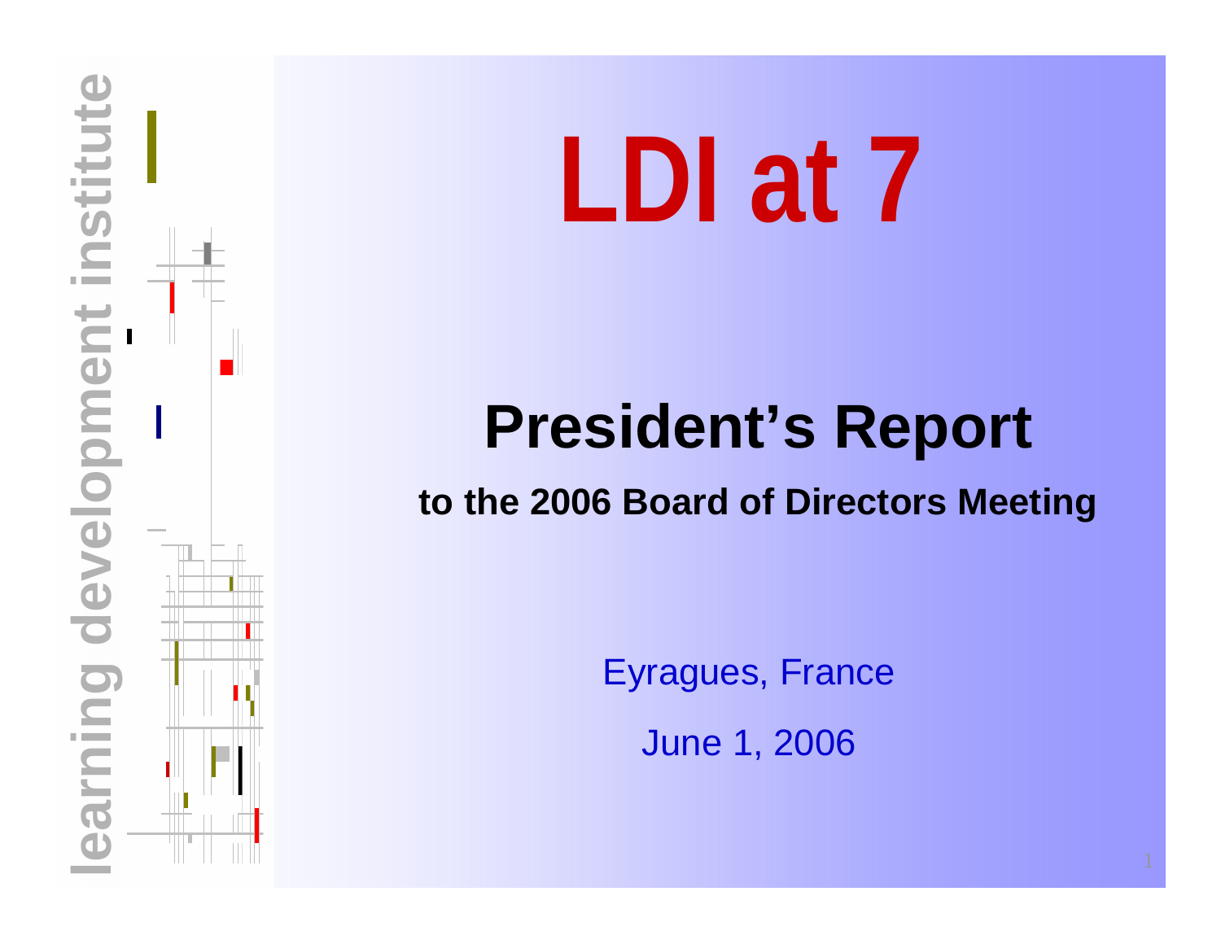learning development institute

# LDI at 7

## President's Report

**to the 2006 Board of Directors Meeting**

Eyragues, France

June 1, 2006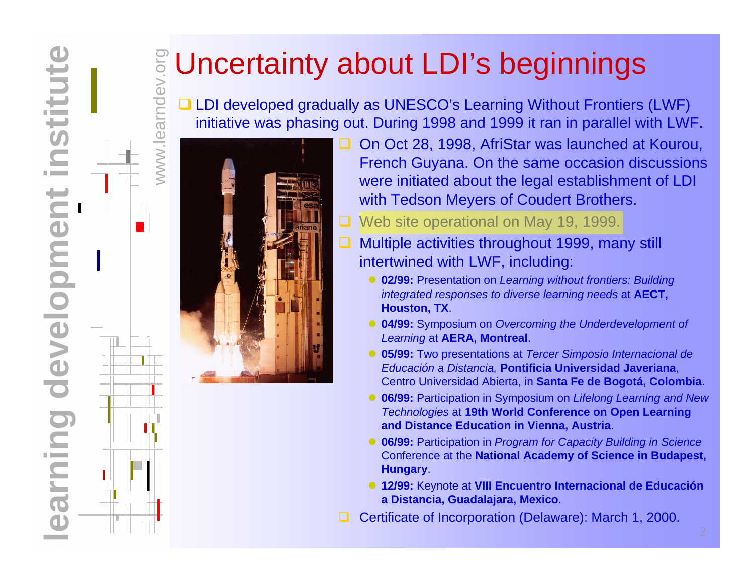# Uncertainty about LDI's beginnings

- LDI developed gradually as UNESCO's Learning Without Frontiers (LWF) initiative was phasing out. During 1998 and 1999 it ran in parallel with LWF.
- On Oct 28, 1998, AfriStar was launched at Kourou, French Guyana. On the same occasion discussions were initiated about the legal establishment of LDI with Tedson Meyers of Coudert Brothers.
- Web site operational on May 19, 1999.
- Multiple activities throughout 1999, many still intertwined with LWF, including:
  - **02/99:** Presentation on *Learning without frontiers: Building integrated responses to diverse learning needs* at **AECT, Houston, TX**.
  - **04/99:** Symposium on *Overcoming the Underdevelopment of Learning* at **AERA, Montreal**.
  - **05/99:** Two presentations at *Tercer Simposio Internacional de Educación a Distancia,* **Pontificia Universidad Javeriana**, Centro Universidad Abierta, in **Santa Fe de Bogotá, Colombia**.
  - **06/99:** Participation in Symposium on *Lifelong Learning and New Technologies* at **19th World Conference on Open Learning and Distance Education in Vienna, Austria**.
  - **06/99:** Participation in *Program for Capacity Building in Science* Conference at the **National Academy of Science in Budapest, Hungary**.
  - **12/99:** Keynote at **VIII Encuentro Internacional de Educación a Distancia, Guadalajara, Mexico**.
- Certificate of Incorporation (Delaware): March 1, 2000.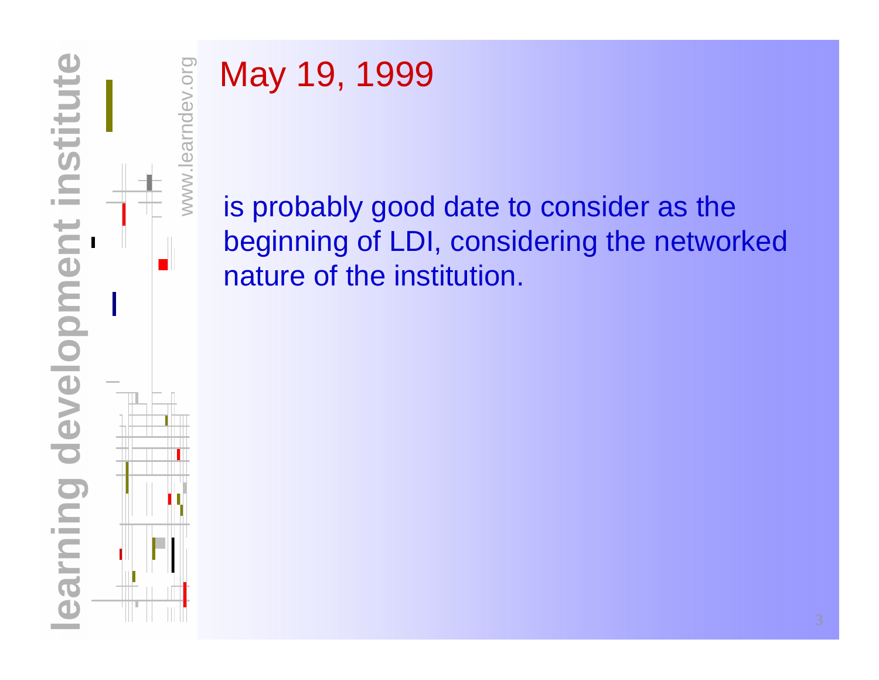# May 19, 1999

is probably good date to consider as the beginning of LDI, considering the networked nature of the institution.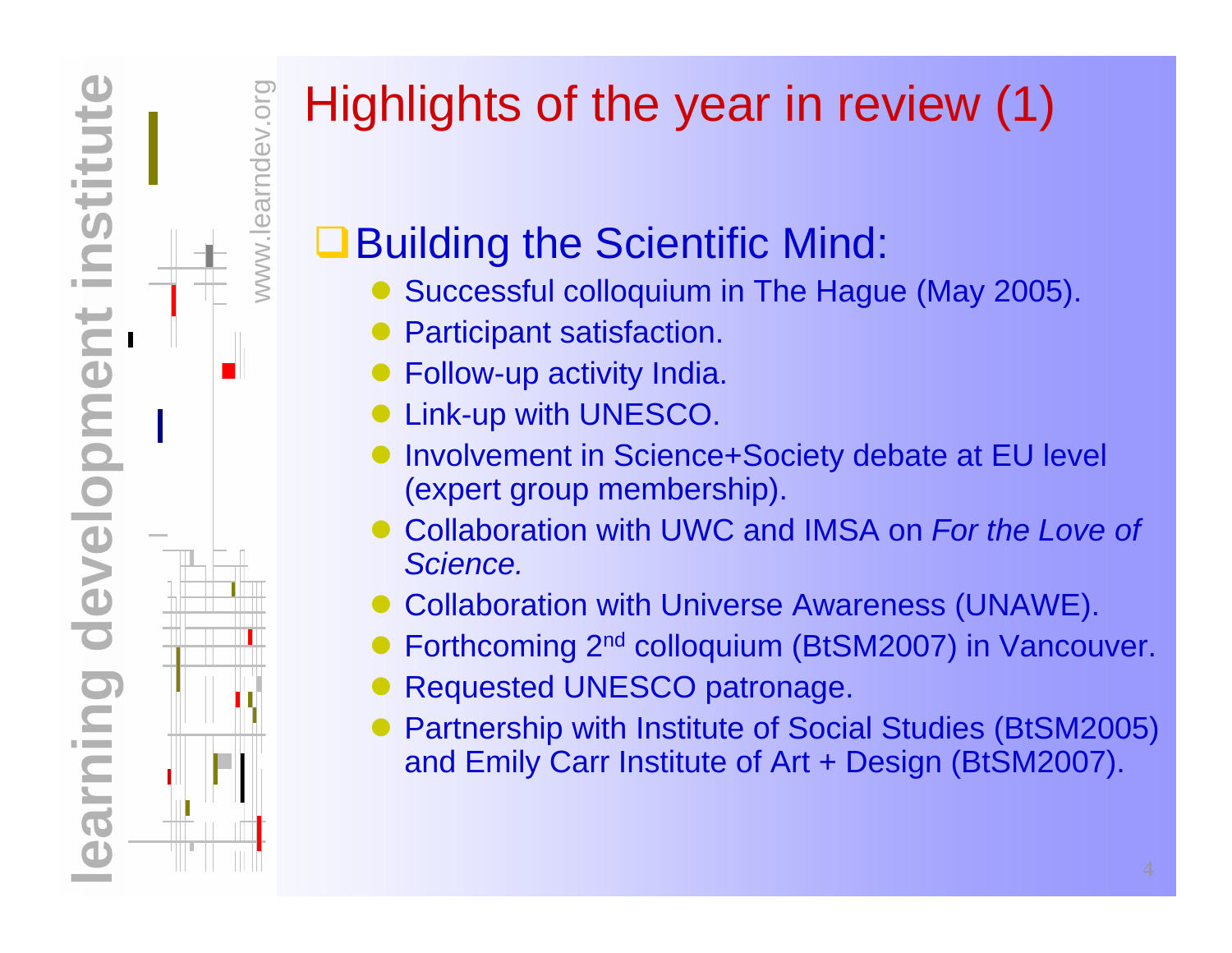# Highlights of the year in review (1)

## Building the Scientific Mind:

- Successful colloquium in The Hague (May 2005).
- Participant satisfaction.
- Follow-up activity India.
- Link-up with UNESCO.
- Involvement in Science+Society debate at EU level (expert group membership).
- Collaboration with UWC and IMSA on *For the Love of Science.*
- Collaboration with Universe Awareness (UNAWE).
- Forthcoming 2nd colloquium (BtSM2007) in Vancouver.
- Requested UNESCO patronage.
- Partnership with Institute of Social Studies (BtSM2005) and Emily Carr Institute of Art + Design (BtSM2007).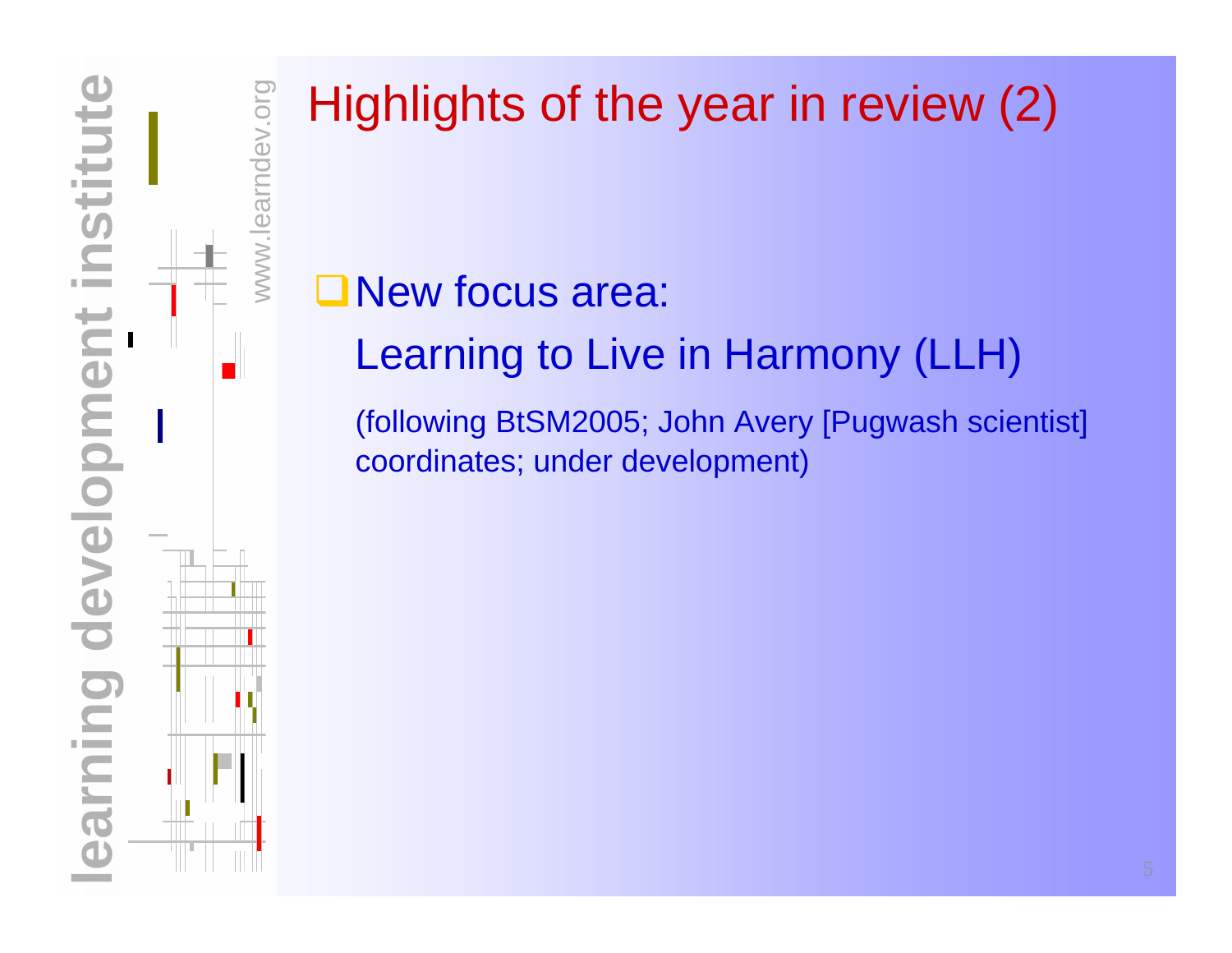# Highlights of the year in review (2)

- New focus area:
  Learning to Live in Harmony (LLH)

  (following BtSM2005; John Avery [Pugwash scientist] coordinates; under development)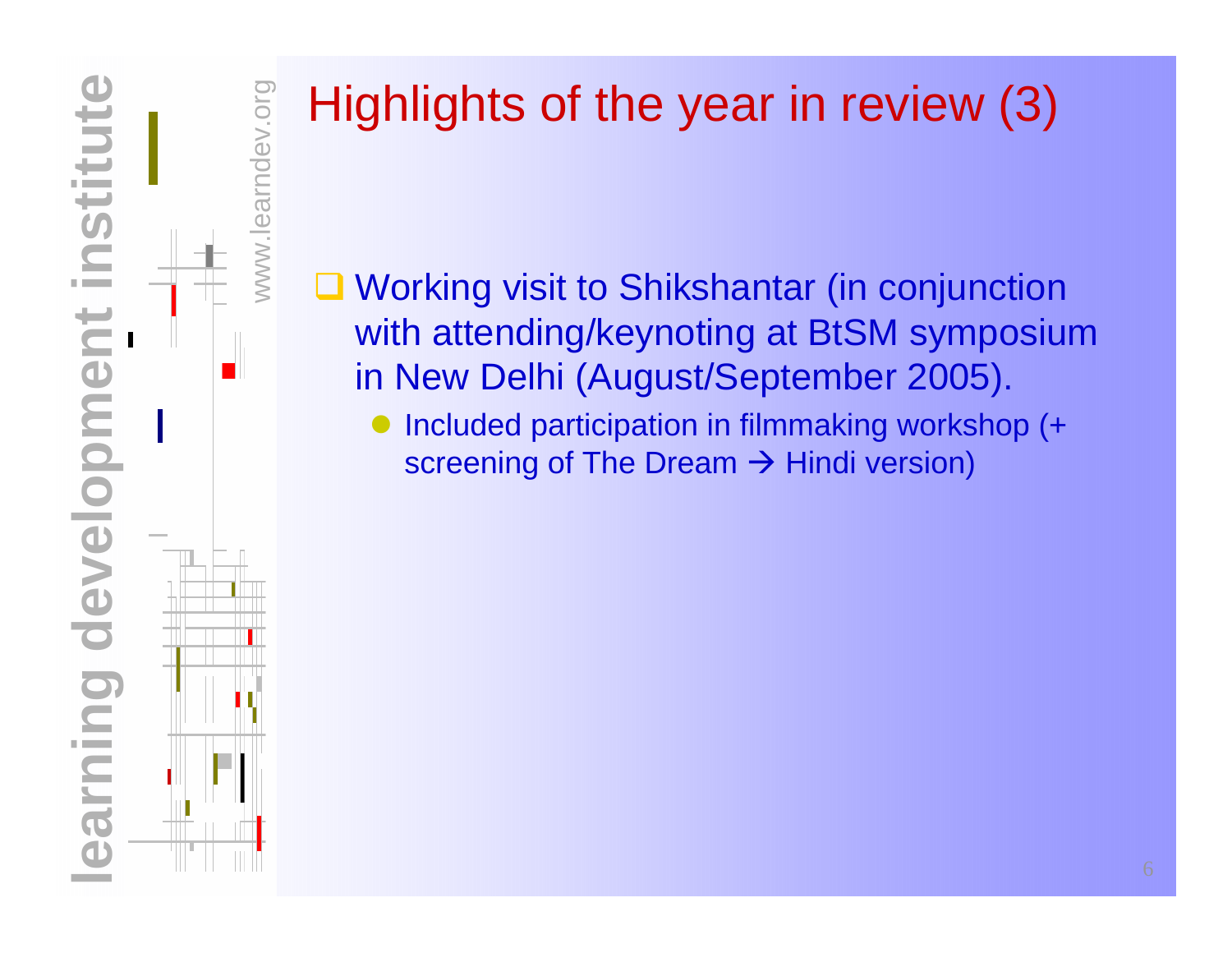# Highlights of the year in review (3)

- Working visit to Shikshantar (in conjunction with attending/keynoting at BtSM symposium in New Delhi (August/September 2005).
  - Included participation in filmmaking workshop (+ screening of The Dream → Hindi version)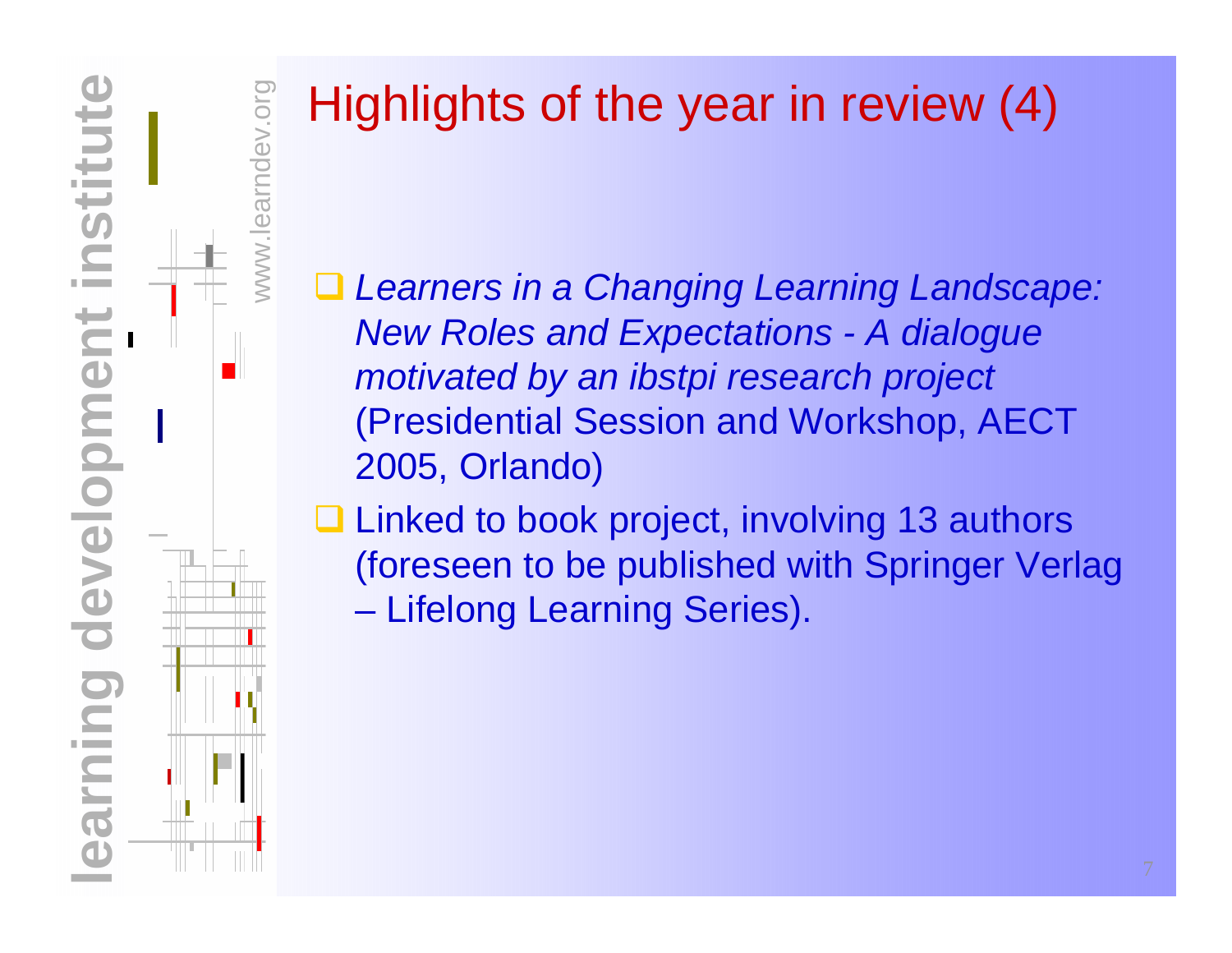# Highlights of the year in review (4)

- *Learners in a Changing Learning Landscape: New Roles and Expectations - A dialogue motivated by an ibstpi research project* (Presidential Session and Workshop, AECT 2005, Orlando)
- Linked to book project, involving 13 authors (foreseen to be published with Springer Verlag – Lifelong Learning Series).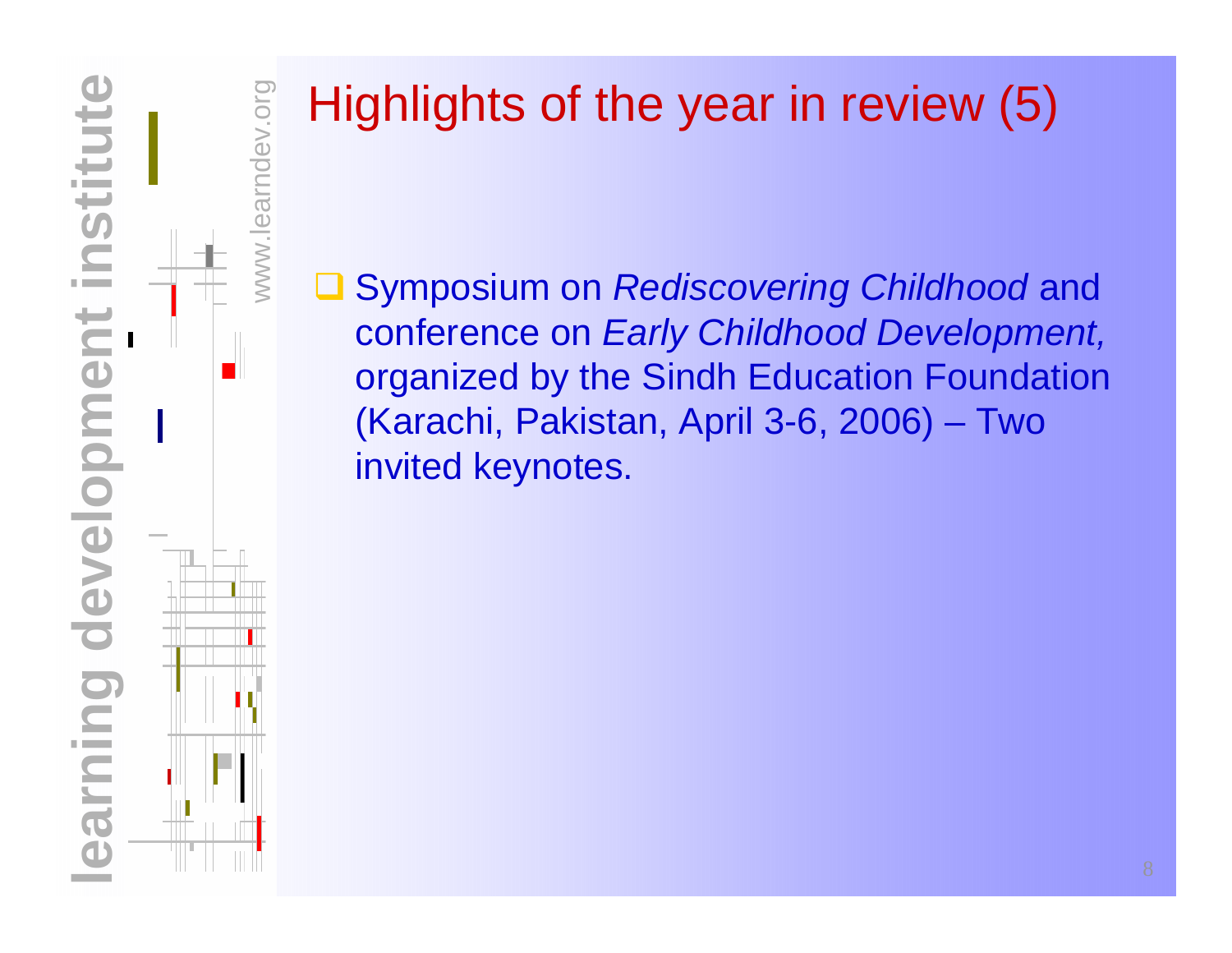# Highlights of the year in review (5)

- Symposium on *Rediscovering Childhood* and conference on *Early Childhood Development,* organized by the Sindh Education Foundation (Karachi, Pakistan, April 3-6, 2006) – Two invited keynotes.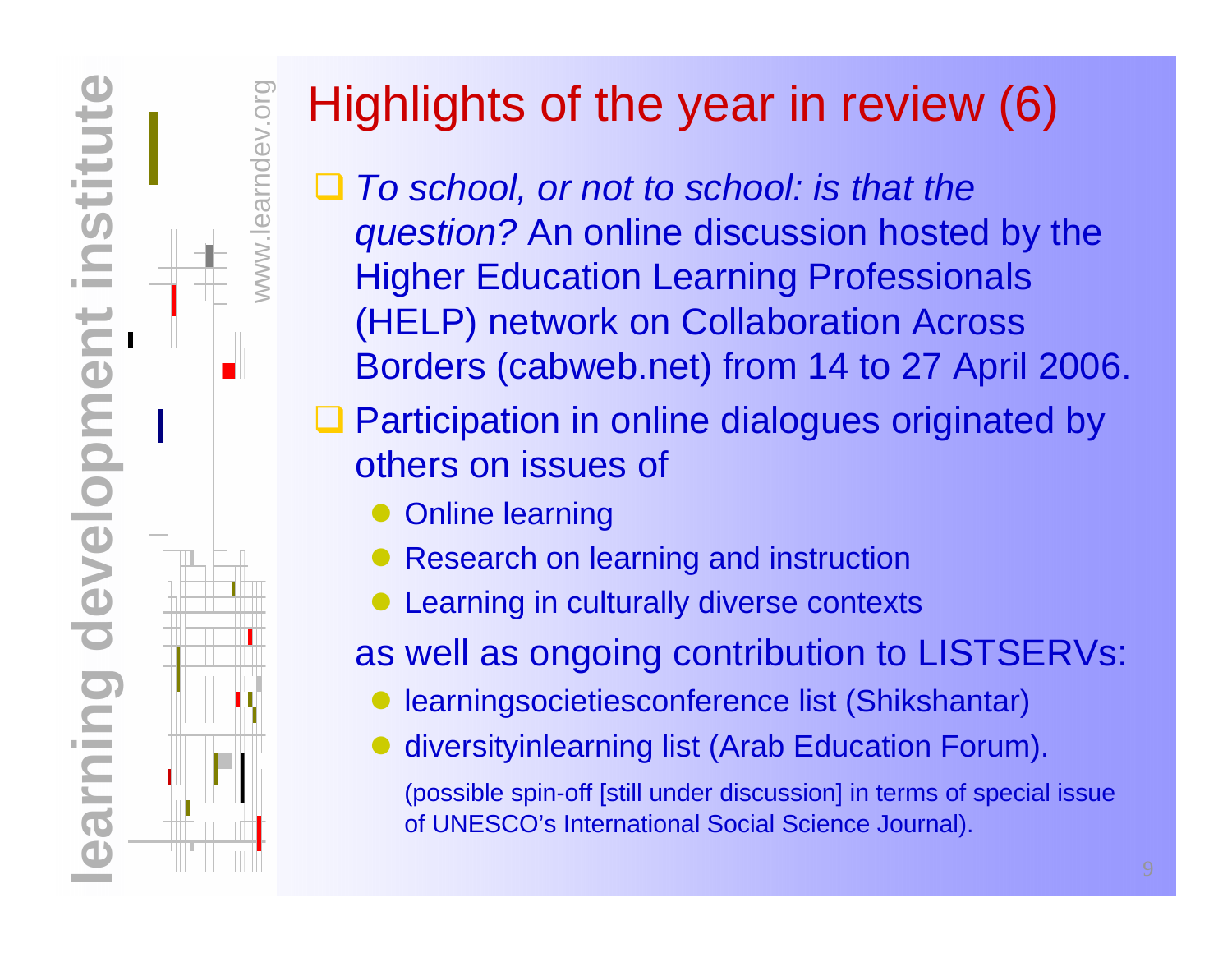# Highlights of the year in review (6)

- *To school, or not to school: is that the question?* An online discussion hosted by the Higher Education Learning Professionals (HELP) network on Collaboration Across Borders (cabweb.net) from 14 to 27 April 2006.
- Participation in online dialogues originated by others on issues of
  - Online learning
  - Research on learning and instruction
  - Learning in culturally diverse contexts

  as well as ongoing contribution to LISTSERVs:
  - learningsocietiesconference list (Shikshantar)
  - diversityinlearning list (Arab Education Forum).

    (possible spin-off [still under discussion] in terms of special issue of UNESCO's International Social Science Journal).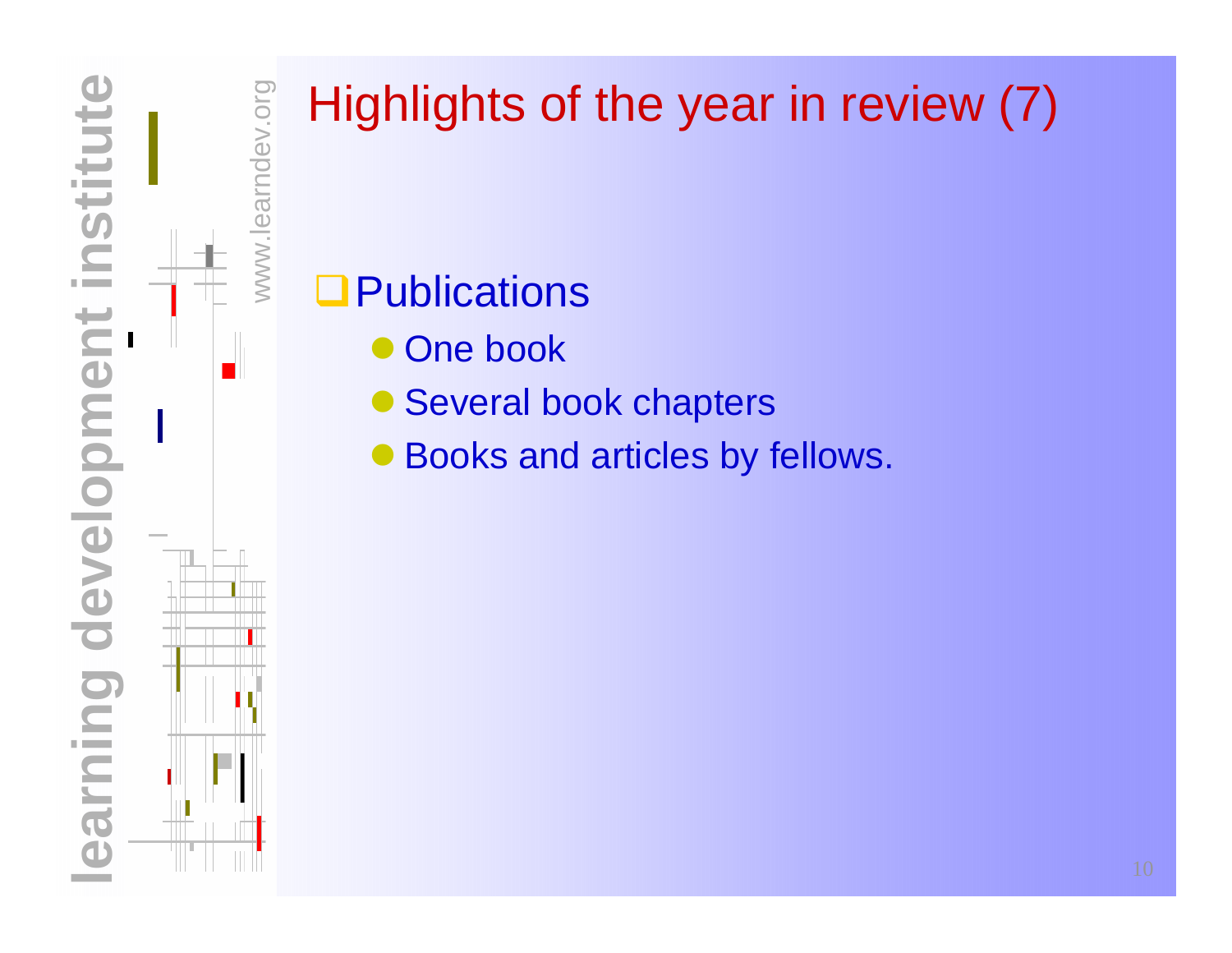# Highlights of the year in review (7)

- Publications
  - One book
  - Several book chapters
  - Books and articles by fellows.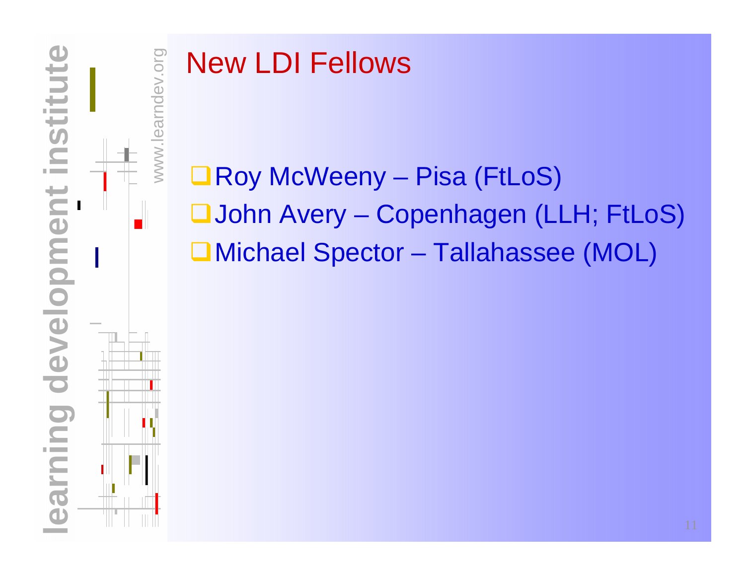# New LDI Fellows

- Roy McWeeny – Pisa (FtLoS)
- John Avery – Copenhagen (LLH; FtLoS)
- Michael Spector – Tallahassee (MOL)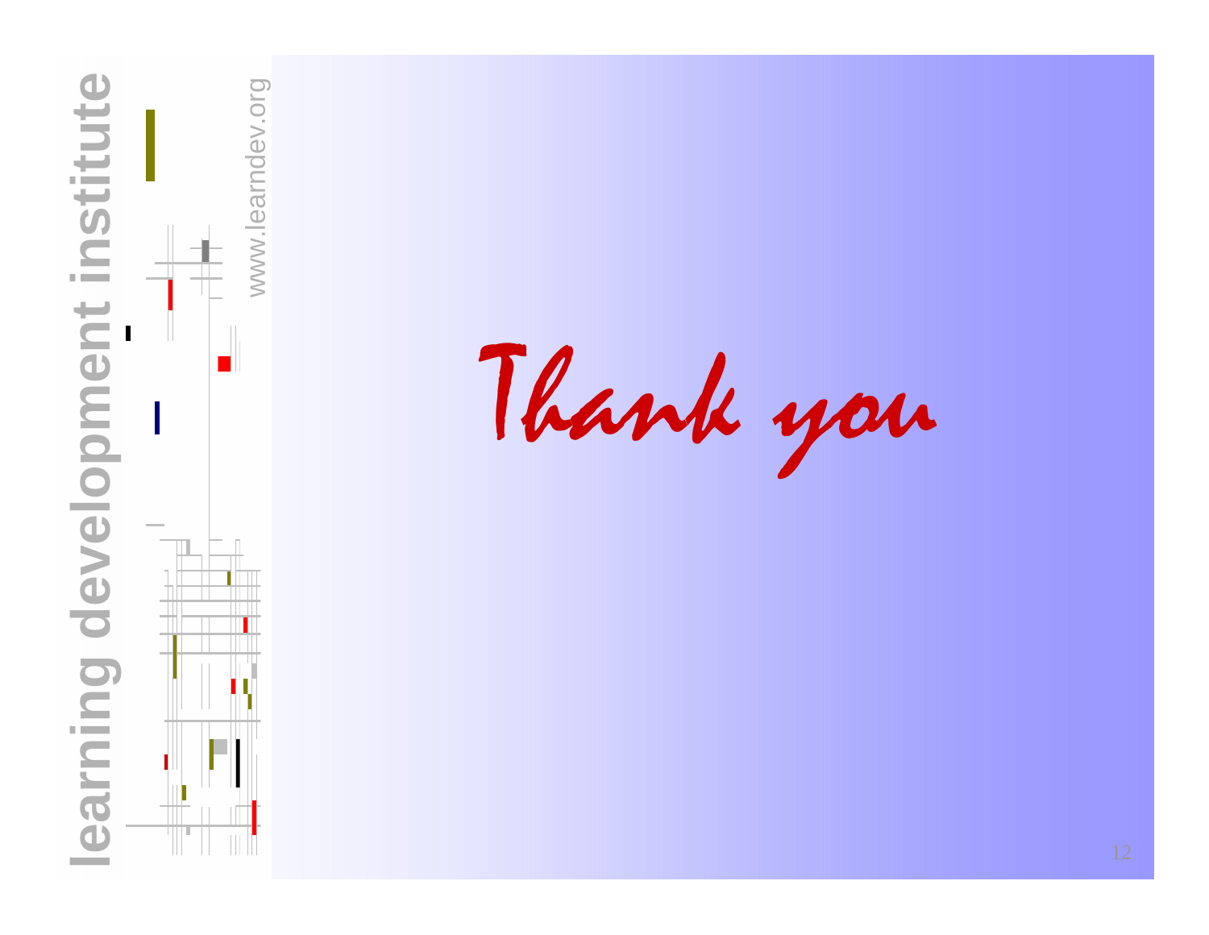learning development institute

www.learndev.org

Thank you